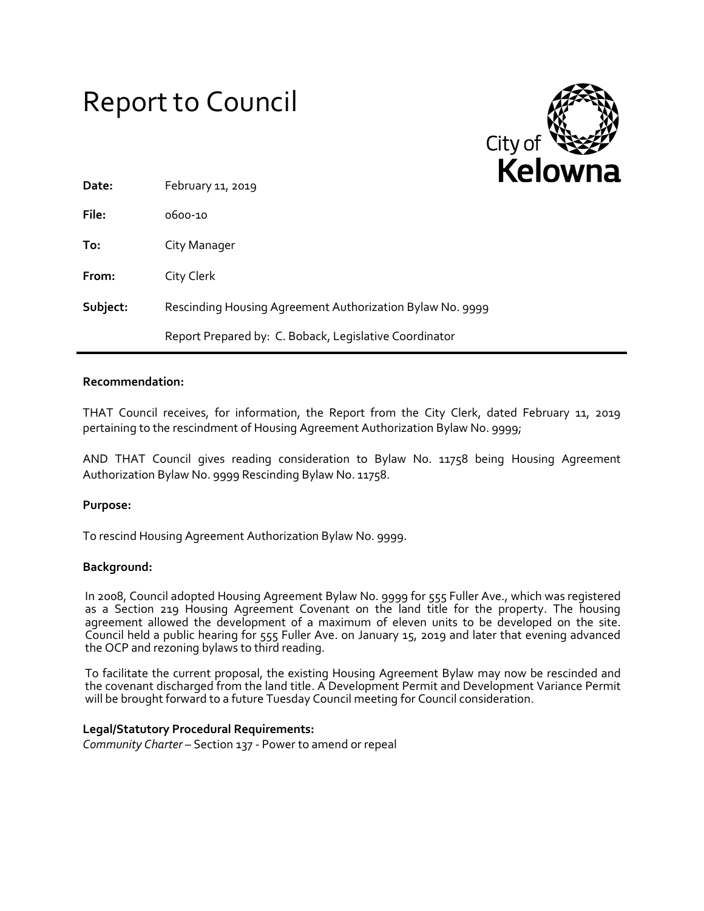# Report to Council

City of Kelowna

| | |
|---|---|
| **Date:** | February 11, 2019 |
| **File:** | 0600-10 |
| **To:** | City Manager |
| **From:** | City Clerk |
| **Subject:** | Rescinding Housing Agreement Authorization Bylaw No. 9999 |
| | Report Prepared by: C. Boback, Legislative Coordinator |

**Recommendation:**

THAT Council receives, for information, the Report from the City Clerk, dated February 11, 2019 pertaining to the rescindment of Housing Agreement Authorization Bylaw No. 9999;

AND THAT Council gives reading consideration to Bylaw No. 11758 being Housing Agreement Authorization Bylaw No. 9999 Rescinding Bylaw No. 11758.

**Purpose:**

To rescind Housing Agreement Authorization Bylaw No. 9999.

**Background:**

In 2008, Council adopted Housing Agreement Bylaw No. 9999 for 555 Fuller Ave., which was registered as a Section 219 Housing Agreement Covenant on the land title for the property. The housing agreement allowed the development of a maximum of eleven units to be developed on the site. Council held a public hearing for 555 Fuller Ave. on January 15, 2019 and later that evening advanced the OCP and rezoning bylaws to third reading.

To facilitate the current proposal, the existing Housing Agreement Bylaw may now be rescinded and the covenant discharged from the land title. A Development Permit and Development Variance Permit will be brought forward to a future Tuesday Council meeting for Council consideration.

**Legal/Statutory Procedural Requirements:**

*Community Charter* – Section 137 - Power to amend or repeal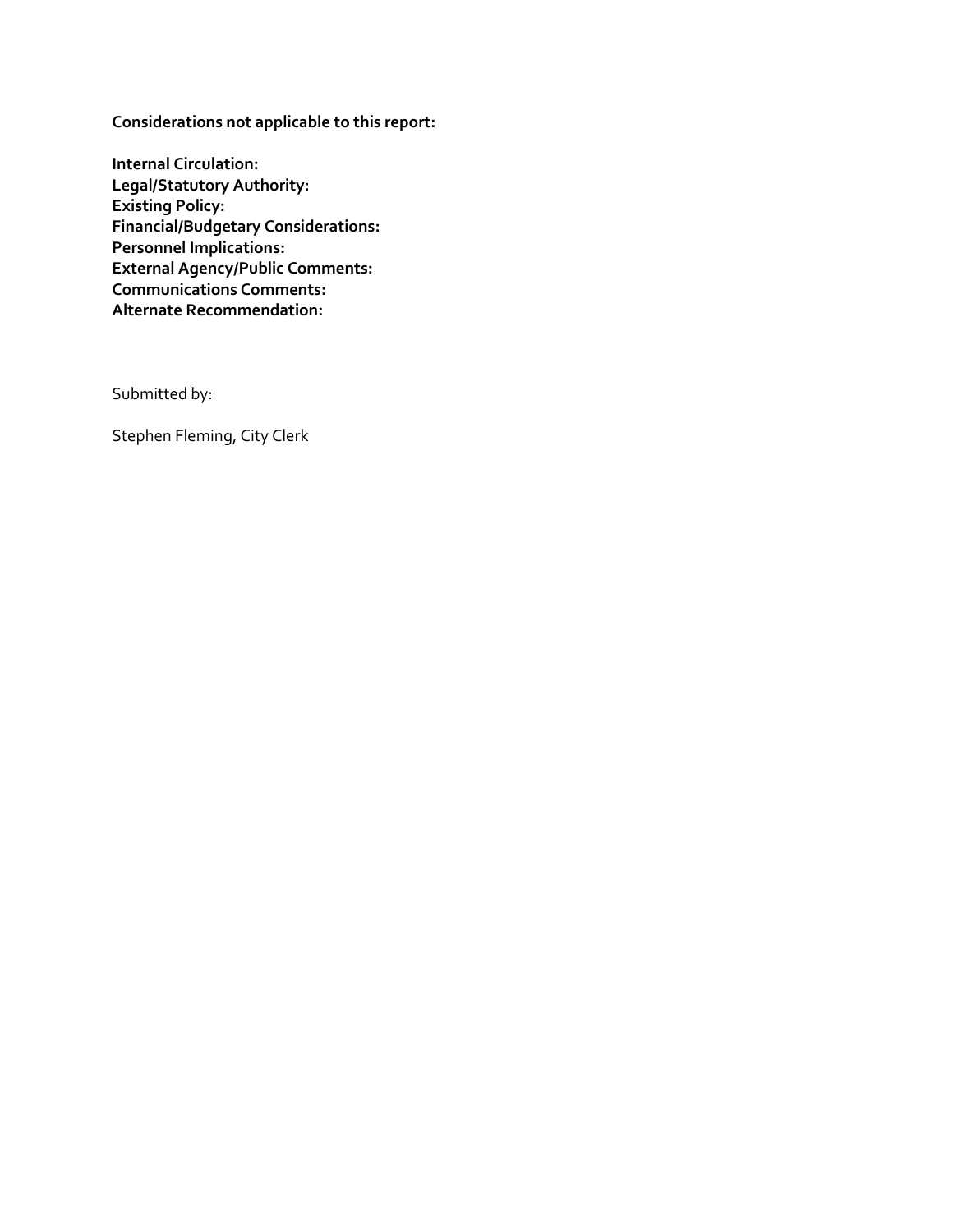**Considerations not applicable to this report:**

**Internal Circulation:**
**Legal/Statutory Authority:**
**Existing Policy:**
**Financial/Budgetary Considerations:**
**Personnel Implications:**
**External Agency/Public Comments:**
**Communications Comments:**
**Alternate Recommendation:**

Submitted by:

Stephen Fleming, City Clerk